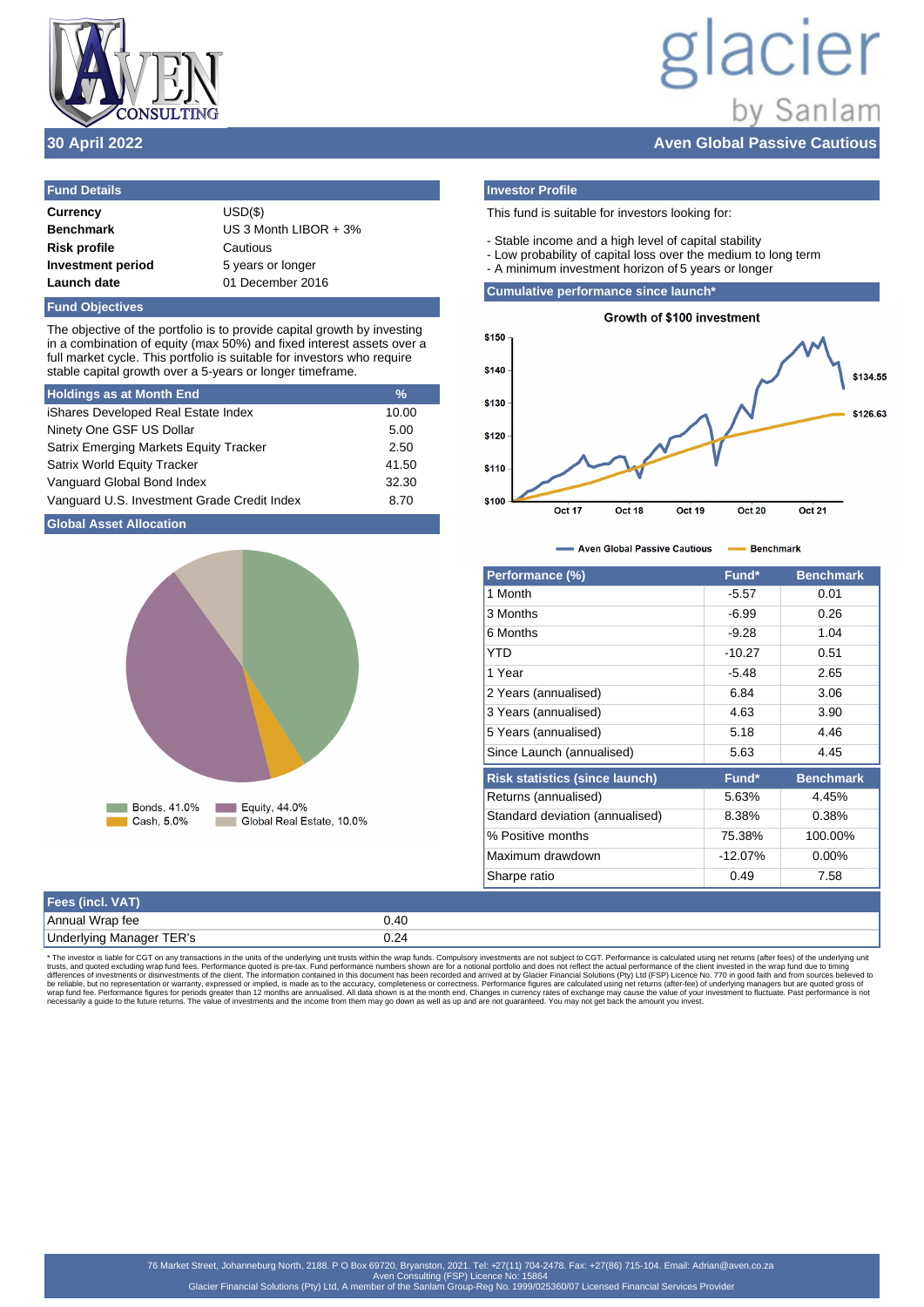**30 April 2022**

**Aven Global Passive Cautious**

## Fund Details

| | |
|---|---|
| **Currency** | USD($) |
| **Benchmark** | US 3 Month LIBOR + 3% |
| **Risk profile** | Cautious |
| **Investment period** | 5 years or longer |
| **Launch date** | 01 December 2016 |

## Fund Objectives

The objective of the portfolio is to provide capital growth by investing in a combination of equity (max 50%) and fixed interest assets over a full market cycle. This portfolio is suitable for investors who require stable capital growth over a 5-years or longer timeframe.

## Holdings as at Month End

| Holdings as at Month End | % |
|---|---|
| iShares Developed Real Estate Index | 10.00 |
| Ninety One GSF US Dollar | 5.00 |
| Satrix Emerging Markets Equity Tracker | 2.50 |
| Satrix World Equity Tracker | 41.50 |
| Vanguard Global Bond Index | 32.30 |
| Vanguard U.S. Investment Grade Credit Index | 8.70 |

## Global Asset Allocation

Bonds, 41.0% | Equity, 44.0% | Cash, 5.0% | Global Real Estate, 10.0%

## Investor Profile

This fund is suitable for investors looking for:

- Stable income and a high level of capital stability
- Low probability of capital loss over the medium to long term
- A minimum investment horizon of 5 years or longer

## Cumulative performance since launch*

**Growth of $100 investment**

Aven Global Passive Cautious: $134.55 — Benchmark: $126.63

| Performance (%) | Fund* | Benchmark |
|---|---|---|
| 1 Month | -5.57 | 0.01 |
| 3 Months | -6.99 | 0.26 |
| 6 Months | -9.28 | 1.04 |
| YTD | -10.27 | 0.51 |
| 1 Year | -5.48 | 2.65 |
| 2 Years (annualised) | 6.84 | 3.06 |
| 3 Years (annualised) | 4.63 | 3.90 |
| 5 Years (annualised) | 5.18 | 4.46 |
| Since Launch (annualised) | 5.63 | 4.45 |

| Risk statistics (since launch) | Fund* | Benchmark |
|---|---|---|
| Returns (annualised) | 5.63% | 4.45% |
| Standard deviation (annualised) | 8.38% | 0.38% |
| % Positive months | 75.38% | 100.00% |
| Maximum drawdown | -12.07% | 0.00% |
| Sharpe ratio | 0.49 | 7.58 |

## Fees (incl. VAT)

| Fees (incl. VAT) | |
|---|---|
| Annual Wrap fee | 0.40 |
| Underlying Manager TER's | 0.24 |

* The investor is liable for CGT on any transactions in the units of the underlying unit trusts within the wrap funds. Compulsory investments are not subject to CGT. Performance is calculated using net returns (after fees) of the underlying unit trusts, and quoted excluding wrap fund fees. Performance quoted is pre-tax. Fund performance numbers shown are for a notional portfolio and does not reflect the actual performance of the client invested in the wrap fund due to timing differences of investments or disinvestments of the client. The information contained in this document has been recorded and arrived at by Glacier Financial Solutions (Pty) Ltd (FSP) Licence No. 770 in good faith and from sources believed to be reliable, but no representation or warranty, expressed or implied, is made as to the accuracy, completeness or correctness. Performance figures are calculated using net returns (after-fee) of underlying managers but are quoted gross of wrap fund fee. Performance figures for periods greater than 12 months are annualised. All data shown is at the month end. Changes in currency rates of exchange may cause the value of your investment to fluctuate. Past performance is not necessarily a guide to the future returns. The value of investments and the income from them may go down as well as up and are not guaranteed. You may not get back the amount you invest.

76 Market Street, Johanneburg North, 2188. P O Box 69720, Bryanston, 2021. Tel: +27(11) 704-2478. Fax: +27(86) 715-104. Email: Adrian@aven.co.za
Aven Consulting (FSP) Licence No: 15864
Glacier Financial Solutions (Pty) Ltd, A member of the Sanlam Group-Reg No. 1999/025360/07 Licensed Financial Services Provider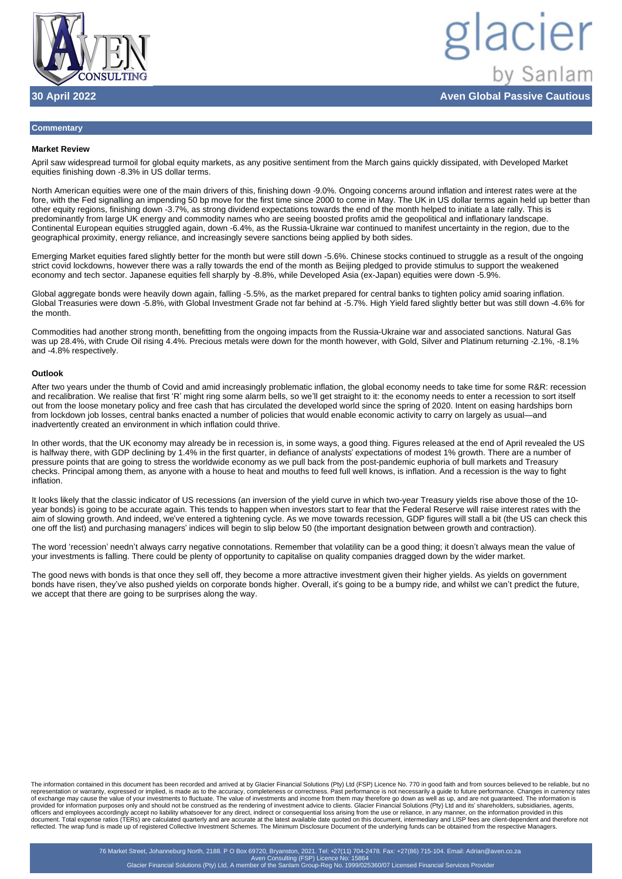**30 April 2022** **Aven Global Passive Cautious**

## Commentary

### Market Review

April saw widespread turmoil for global equity markets, as any positive sentiment from the March gains quickly dissipated, with Developed Market equities finishing down -8.3% in US dollar terms.

North American equities were one of the main drivers of this, finishing down -9.0%. Ongoing concerns around inflation and interest rates were at the fore, with the Fed signalling an impending 50 bp move for the first time since 2000 to come in May. The UK in US dollar terms again held up better than other equity regions, finishing down -3.7%, as strong dividend expectations towards the end of the month helped to initiate a late rally. This is predominantly from large UK energy and commodity names who are seeing boosted profits amid the geopolitical and inflationary landscape. Continental European equities struggled again, down -6.4%, as the Russia-Ukraine war continued to manifest uncertainty in the region, due to the geographical proximity, energy reliance, and increasingly severe sanctions being applied by both sides.

Emerging Market equities fared slightly better for the month but were still down -5.6%. Chinese stocks continued to struggle as a result of the ongoing strict covid lockdowns, however there was a rally towards the end of the month as Beijing pledged to provide stimulus to support the weakened economy and tech sector. Japanese equities fell sharply by -8.8%, while Developed Asia (ex-Japan) equities were down -5.9%.

Global aggregate bonds were heavily down again, falling -5.5%, as the market prepared for central banks to tighten policy amid soaring inflation. Global Treasuries were down -5.8%, with Global Investment Grade not far behind at -5.7%. High Yield fared slightly better but was still down -4.6% for the month.

Commodities had another strong month, benefitting from the ongoing impacts from the Russia-Ukraine war and associated sanctions. Natural Gas was up 28.4%, with Crude Oil rising 4.4%. Precious metals were down for the month however, with Gold, Silver and Platinum returning -2.1%, -8.1% and -4.8% respectively.

### Outlook

After two years under the thumb of Covid and amid increasingly problematic inflation, the global economy needs to take time for some R&R: recession and recalibration. We realise that first 'R' might ring some alarm bells, so we'll get straight to it: the economy needs to enter a recession to sort itself out from the loose monetary policy and free cash that has circulated the developed world since the spring of 2020. Intent on easing hardships born from lockdown job losses, central banks enacted a number of policies that would enable economic activity to carry on largely as usual—and inadvertently created an environment in which inflation could thrive.

In other words, that the UK economy may already be in recession is, in some ways, a good thing. Figures released at the end of April revealed the US is halfway there, with GDP declining by 1.4% in the first quarter, in defiance of analysts' expectations of modest 1% growth. There are a number of pressure points that are going to stress the worldwide economy as we pull back from the post-pandemic euphoria of bull markets and Treasury checks. Principal among them, as anyone with a house to heat and mouths to feed full well knows, is inflation. And a recession is the way to fight inflation.

It looks likely that the classic indicator of US recessions (an inversion of the yield curve in which two-year Treasury yields rise above those of the 10-year bonds) is going to be accurate again. This tends to happen when investors start to fear that the Federal Reserve will raise interest rates with the aim of slowing growth. And indeed, we've entered a tightening cycle. As we move towards recession, GDP figures will stall a bit (the US can check this one off the list) and purchasing managers' indices will begin to slip below 50 (the important designation between growth and contraction).

The word 'recession' needn't always carry negative connotations. Remember that volatility can be a good thing; it doesn't always mean the value of your investments is falling. There could be plenty of opportunity to capitalise on quality companies dragged down by the wider market.

The good news with bonds is that once they sell off, they become a more attractive investment given their higher yields. As yields on government bonds have risen, they've also pushed yields on corporate bonds higher. Overall, it's going to be a bumpy ride, and whilst we can't predict the future, we accept that there are going to be surprises along the way.

The information contained in this document has been recorded and arrived at by Glacier Financial Solutions (Pty) Ltd (FSP) Licence No. 770 in good faith and from sources believed to be reliable, but no representation or warranty, expressed or implied, is made as to the accuracy, completeness or correctness. Past performance is not necessarily a guide to future performance. Changes in currency rates of exchange may cause the value of your investments to fluctuate. The value of investments and income from them may therefore go down as well as up, and are not guaranteed. The information is provided for information purposes only and should not be construed as the rendering of investment advice to clients. Glacier Financial Solutions (Pty) Ltd and its' shareholders, subsidiaries, agents, officers and employees accordingly accept no liability whatsoever for any direct, indirect or consequential loss arising from the use or reliance, in any manner, on the information provided in this document. Total expense ratios (TERs) are calculated quarterly and are accurate at the latest available date quoted on this document, intermediary and LISP fees are client-dependent and therefore not reflected. The wrap fund is made up of registered Collective Investment Schemes. The Minimum Disclosure Document of the underlying funds can be obtained from the respective Managers.

76 Market Street, Johanneburg North, 2188. P O Box 69720, Bryanston, 2021. Tel: +27(11) 704-2478. Fax: +27(86) 715-104. Email: Adrian@aven.co.za
Aven Consulting (FSP) Licence No: 15864
Glacier Financial Solutions (Pty) Ltd, A member of the Sanlam Group-Reg No. 1999/025360/07 Licensed Financial Services Provider